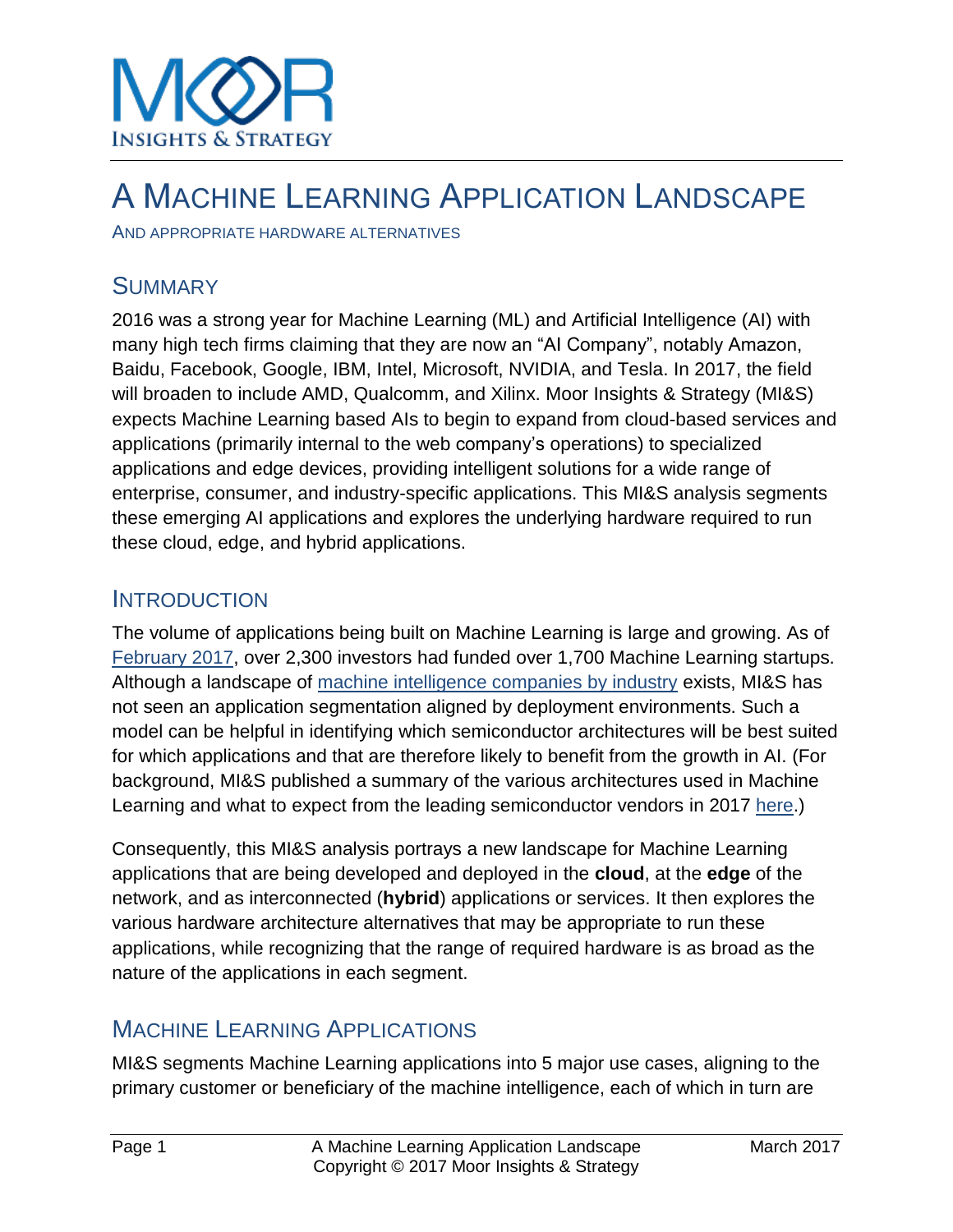# A Machine Learning Application Landscape

And appropriate hardware alternatives

## Summary

2016 was a strong year for Machine Learning (ML) and Artificial Intelligence (AI) with many high tech firms claiming that they are now an "AI Company", notably Amazon, Baidu, Facebook, Google, IBM, Intel, Microsoft, NVIDIA, and Tesla. In 2017, the field will broaden to include AMD, Qualcomm, and Xilinx. Moor Insights & Strategy (MI&S) expects Machine Learning based AIs to begin to expand from cloud-based services and applications (primarily internal to the web company's operations) to specialized applications and edge devices, providing intelligent solutions for a wide range of enterprise, consumer, and industry-specific applications. This MI&S analysis segments these emerging AI applications and explores the underlying hardware required to run these cloud, edge, and hybrid applications.

## Introduction

The volume of applications being built on Machine Learning is large and growing. As of February 2017, over 2,300 investors had funded over 1,700 Machine Learning startups. Although a landscape of machine intelligence companies by industry exists, MI&S has not seen an application segmentation aligned by deployment environments. Such a model can be helpful in identifying which semiconductor architectures will be best suited for which applications and that are therefore likely to benefit from the growth in AI. (For background, MI&S published a summary of the various architectures used in Machine Learning and what to expect from the leading semiconductor vendors in 2017 here.)

Consequently, this MI&S analysis portrays a new landscape for Machine Learning applications that are being developed and deployed in the **cloud**, at the **edge** of the network, and as interconnected (**hybrid**) applications or services. It then explores the various hardware architecture alternatives that may be appropriate to run these applications, while recognizing that the range of required hardware is as broad as the nature of the applications in each segment.

## Machine Learning Applications

MI&S segments Machine Learning applications into 5 major use cases, aligning to the primary customer or beneficiary of the machine intelligence, each of which in turn are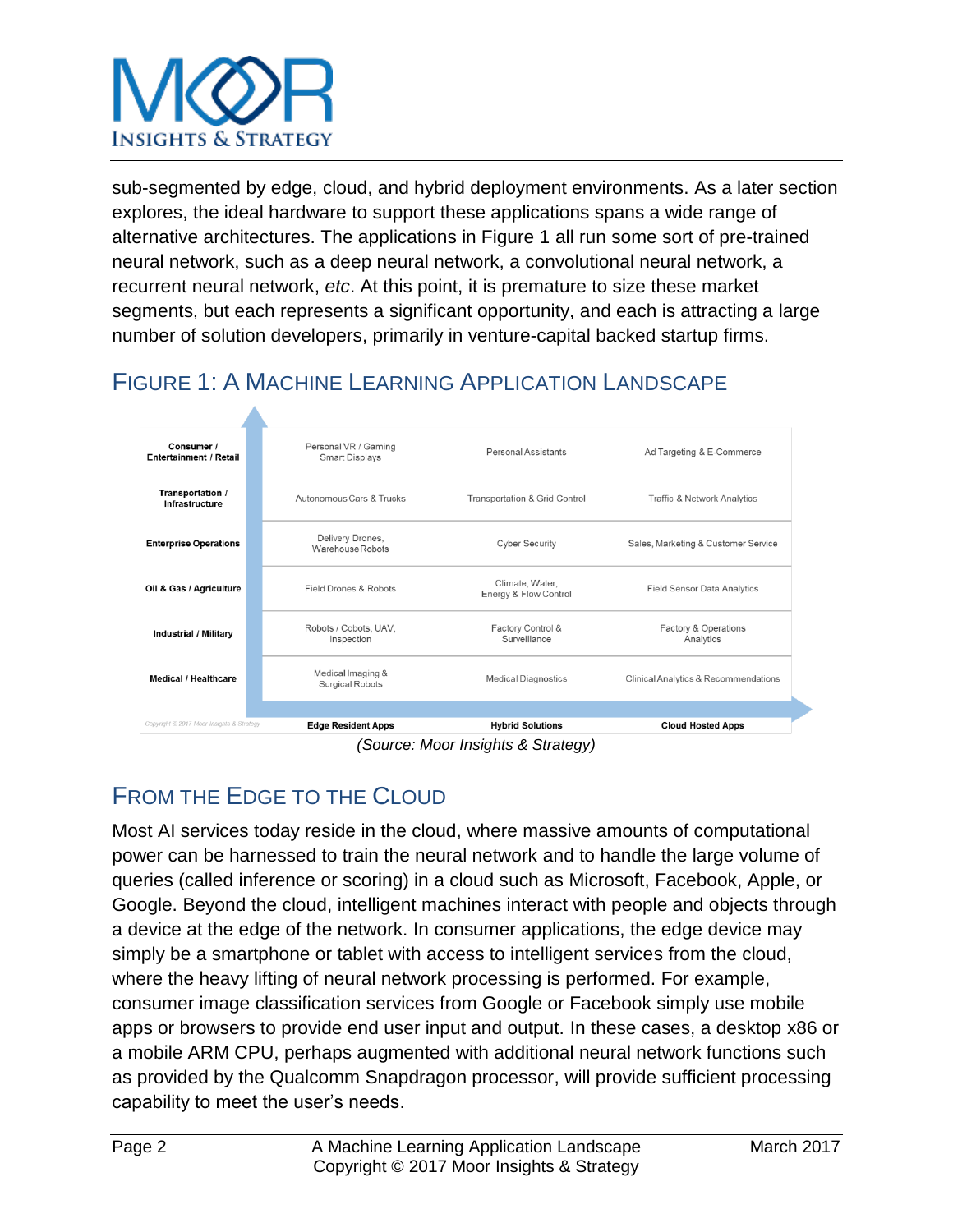sub-segmented by edge, cloud, and hybrid deployment environments. As a later section explores, the ideal hardware to support these applications spans a wide range of alternative architectures. The applications in Figure 1 all run some sort of pre-trained neural network, such as a deep neural network, a convolutional neural network, a recurrent neural network, *etc*. At this point, it is premature to size these market segments, but each represents a significant opportunity, and each is attracting a large number of solution developers, primarily in venture-capital backed startup firms.

## FIGURE 1: A MACHINE LEARNING APPLICATION LANDSCAPE

| | Edge Resident Apps | Hybrid Solutions | Cloud Hosted Apps |
|---|---|---|---|
| **Consumer / Entertainment / Retail** | Personal VR / Gaming Smart Displays | Personal Assistants | Ad Targeting & E-Commerce |
| **Transportation / Infrastructure** | Autonomous Cars & Trucks | Transportation & Grid Control | Traffic & Network Analytics |
| **Enterprise Operations** | Delivery Drones, Warehouse Robots | Cyber Security | Sales, Marketing & Customer Service |
| **Oil & Gas / Agriculture** | Field Drones & Robots | Climate, Water, Energy & Flow Control | Field Sensor Data Analytics |
| **Industrial / Military** | Robots / Cobots, UAV, Inspection | Factory Control & Surveillance | Factory & Operations Analytics |
| **Medical / Healthcare** | Medical Imaging & Surgical Robots | Medical Diagnostics | Clinical Analytics & Recommendations |

Copyright © 2017 Moor Insights & Strategy

*(Source: Moor Insights & Strategy)*

## FROM THE EDGE TO THE CLOUD

Most AI services today reside in the cloud, where massive amounts of computational power can be harnessed to train the neural network and to handle the large volume of queries (called inference or scoring) in a cloud such as Microsoft, Facebook, Apple, or Google. Beyond the cloud, intelligent machines interact with people and objects through a device at the edge of the network. In consumer applications, the edge device may simply be a smartphone or tablet with access to intelligent services from the cloud, where the heavy lifting of neural network processing is performed. For example, consumer image classification services from Google or Facebook simply use mobile apps or browsers to provide end user input and output. In these cases, a desktop x86 or a mobile ARM CPU, perhaps augmented with additional neural network functions such as provided by the Qualcomm Snapdragon processor, will provide sufficient processing capability to meet the user's needs.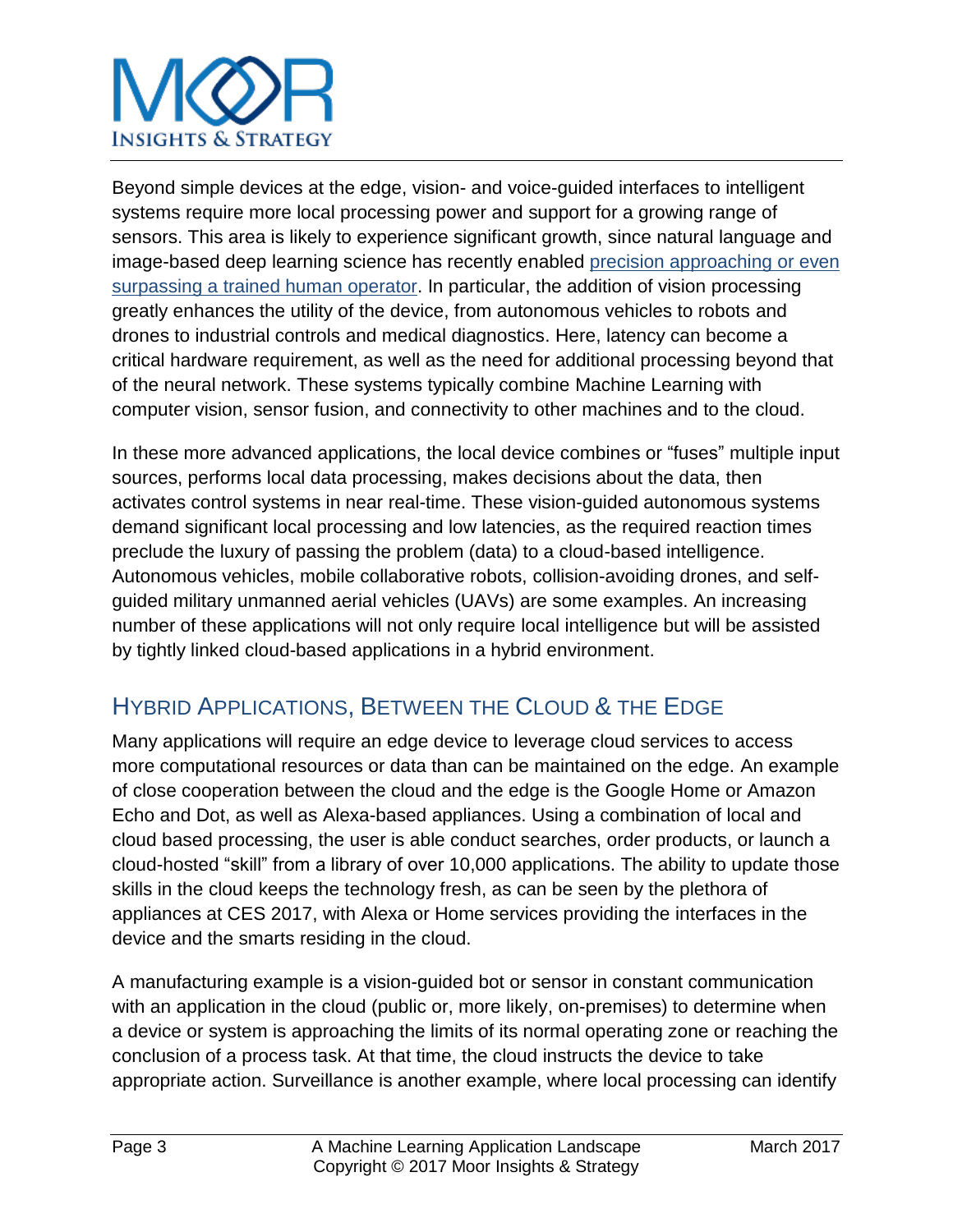Beyond simple devices at the edge, vision- and voice-guided interfaces to intelligent systems require more local processing power and support for a growing range of sensors. This area is likely to experience significant growth, since natural language and image-based deep learning science has recently enabled precision approaching or even surpassing a trained human operator. In particular, the addition of vision processing greatly enhances the utility of the device, from autonomous vehicles to robots and drones to industrial controls and medical diagnostics. Here, latency can become a critical hardware requirement, as well as the need for additional processing beyond that of the neural network. These systems typically combine Machine Learning with computer vision, sensor fusion, and connectivity to other machines and to the cloud.

In these more advanced applications, the local device combines or "fuses" multiple input sources, performs local data processing, makes decisions about the data, then activates control systems in near real-time. These vision-guided autonomous systems demand significant local processing and low latencies, as the required reaction times preclude the luxury of passing the problem (data) to a cloud-based intelligence. Autonomous vehicles, mobile collaborative robots, collision-avoiding drones, and self-guided military unmanned aerial vehicles (UAVs) are some examples. An increasing number of these applications will not only require local intelligence but will be assisted by tightly linked cloud-based applications in a hybrid environment.

## Hybrid Applications, Between the Cloud & the Edge

Many applications will require an edge device to leverage cloud services to access more computational resources or data than can be maintained on the edge. An example of close cooperation between the cloud and the edge is the Google Home or Amazon Echo and Dot, as well as Alexa-based appliances. Using a combination of local and cloud based processing, the user is able conduct searches, order products, or launch a cloud-hosted "skill" from a library of over 10,000 applications. The ability to update those skills in the cloud keeps the technology fresh, as can be seen by the plethora of appliances at CES 2017, with Alexa or Home services providing the interfaces in the device and the smarts residing in the cloud.

A manufacturing example is a vision-guided bot or sensor in constant communication with an application in the cloud (public or, more likely, on-premises) to determine when a device or system is approaching the limits of its normal operating zone or reaching the conclusion of a process task. At that time, the cloud instructs the device to take appropriate action. Surveillance is another example, where local processing can identify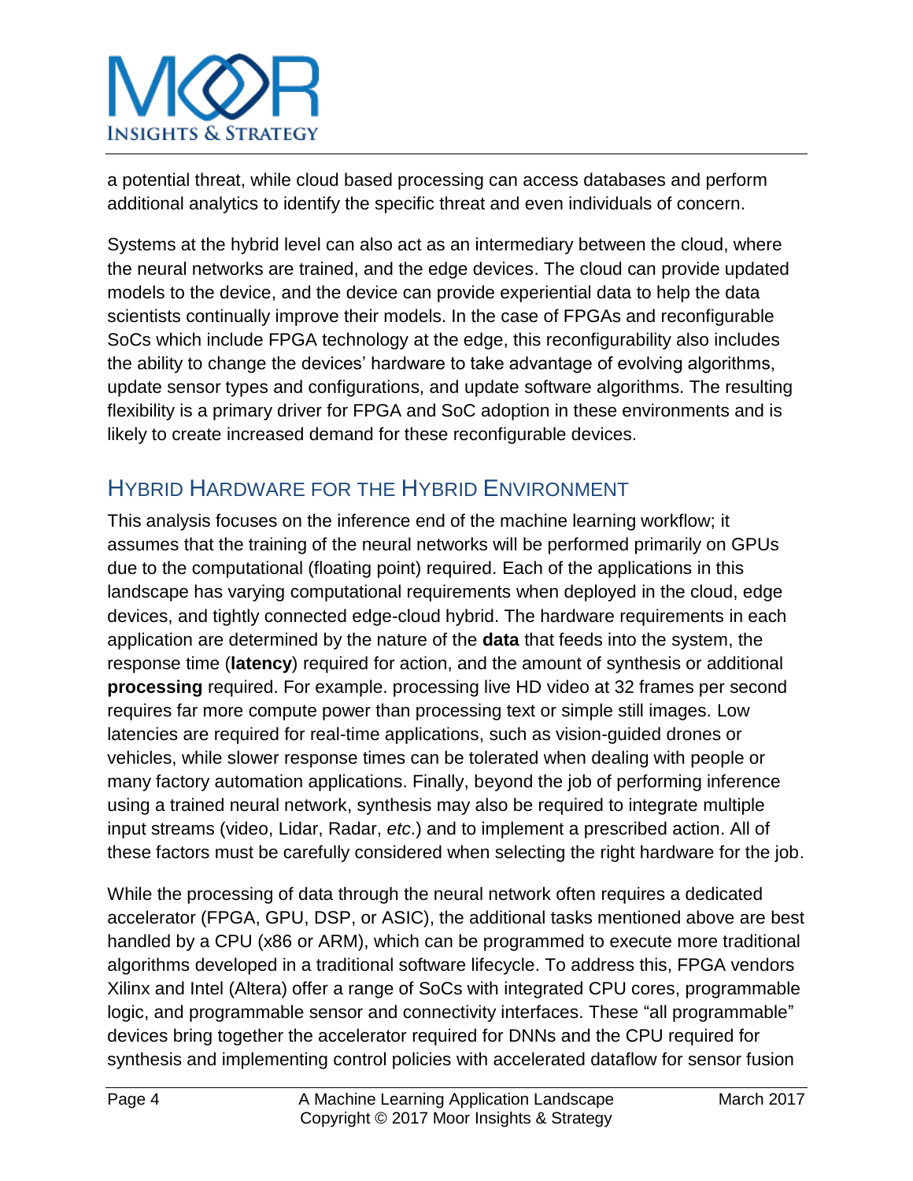a potential threat, while cloud based processing can access databases and perform additional analytics to identify the specific threat and even individuals of concern.

Systems at the hybrid level can also act as an intermediary between the cloud, where the neural networks are trained, and the edge devices. The cloud can provide updated models to the device, and the device can provide experiential data to help the data scientists continually improve their models. In the case of FPGAs and reconfigurable SoCs which include FPGA technology at the edge, this reconfigurability also includes the ability to change the devices' hardware to take advantage of evolving algorithms, update sensor types and configurations, and update software algorithms. The resulting flexibility is a primary driver for FPGA and SoC adoption in these environments and is likely to create increased demand for these reconfigurable devices.

## Hybrid Hardware for the Hybrid Environment

This analysis focuses on the inference end of the machine learning workflow; it assumes that the training of the neural networks will be performed primarily on GPUs due to the computational (floating point) required. Each of the applications in this landscape has varying computational requirements when deployed in the cloud, edge devices, and tightly connected edge-cloud hybrid. The hardware requirements in each application are determined by the nature of the **data** that feeds into the system, the response time (**latency**) required for action, and the amount of synthesis or additional **processing** required. For example. processing live HD video at 32 frames per second requires far more compute power than processing text or simple still images. Low latencies are required for real-time applications, such as vision-guided drones or vehicles, while slower response times can be tolerated when dealing with people or many factory automation applications. Finally, beyond the job of performing inference using a trained neural network, synthesis may also be required to integrate multiple input streams (video, Lidar, Radar, *etc*.) and to implement a prescribed action. All of these factors must be carefully considered when selecting the right hardware for the job.

While the processing of data through the neural network often requires a dedicated accelerator (FPGA, GPU, DSP, or ASIC), the additional tasks mentioned above are best handled by a CPU (x86 or ARM), which can be programmed to execute more traditional algorithms developed in a traditional software lifecycle. To address this, FPGA vendors Xilinx and Intel (Altera) offer a range of SoCs with integrated CPU cores, programmable logic, and programmable sensor and connectivity interfaces. These "all programmable" devices bring together the accelerator required for DNNs and the CPU required for synthesis and implementing control policies with accelerated dataflow for sensor fusion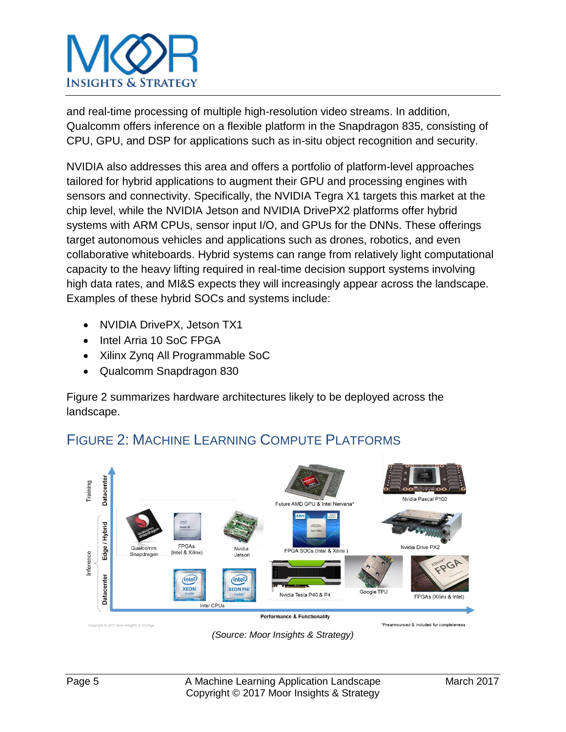and real-time processing of multiple high-resolution video streams. In addition, Qualcomm offers inference on a flexible platform in the Snapdragon 835, consisting of CPU, GPU, and DSP for applications such as in-situ object recognition and security.

NVIDIA also addresses this area and offers a portfolio of platform-level approaches tailored for hybrid applications to augment their GPU and processing engines with sensors and connectivity. Specifically, the NVIDIA Tegra X1 targets this market at the chip level, while the NVIDIA Jetson and NVIDIA DrivePX2 platforms offer hybrid systems with ARM CPUs, sensor input I/O, and GPUs for the DNNs. These offerings target autonomous vehicles and applications such as drones, robotics, and even collaborative whiteboards. Hybrid systems can range from relatively light computational capacity to the heavy lifting required in real-time decision support systems involving high data rates, and MI&S expects they will increasingly appear across the landscape. Examples of these hybrid SOCs and systems include:

- NVIDIA DrivePX, Jetson TX1
- Intel Arria 10 SoC FPGA
- Xilinx Zynq All Programmable SoC
- Qualcomm Snapdragon 830

Figure 2 summarizes hardware architectures likely to be deployed across the landscape.

## Figure 2: Machine Learning Compute Platforms

*(Source: Moor Insights & Strategy)*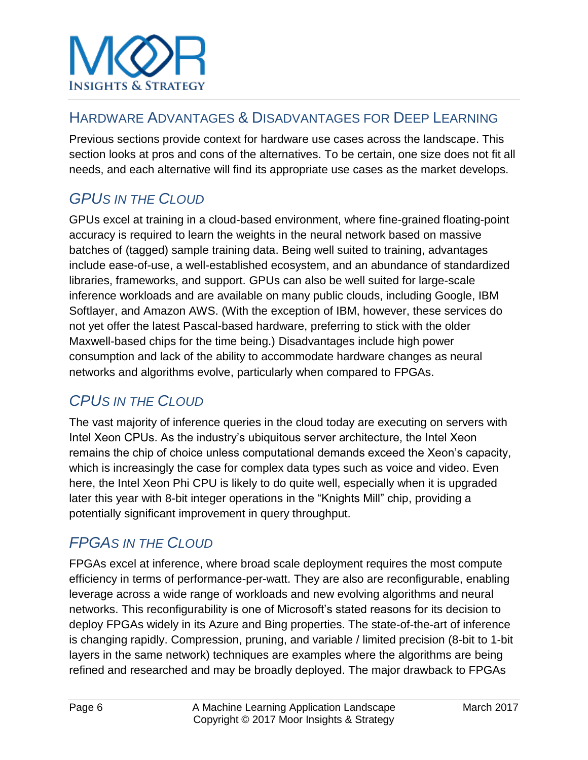## Hardware Advantages & Disadvantages for Deep Learning

Previous sections provide context for hardware use cases across the landscape. This section looks at pros and cons of the alternatives. To be certain, one size does not fit all needs, and each alternative will find its appropriate use cases as the market develops.

### *GPUs in the Cloud*

GPUs excel at training in a cloud-based environment, where fine-grained floating-point accuracy is required to learn the weights in the neural network based on massive batches of (tagged) sample training data. Being well suited to training, advantages include ease-of-use, a well-established ecosystem, and an abundance of standardized libraries, frameworks, and support. GPUs can also be well suited for large-scale inference workloads and are available on many public clouds, including Google, IBM Softlayer, and Amazon AWS. (With the exception of IBM, however, these services do not yet offer the latest Pascal-based hardware, preferring to stick with the older Maxwell-based chips for the time being.) Disadvantages include high power consumption and lack of the ability to accommodate hardware changes as neural networks and algorithms evolve, particularly when compared to FPGAs.

### *CPUs in the Cloud*

The vast majority of inference queries in the cloud today are executing on servers with Intel Xeon CPUs. As the industry's ubiquitous server architecture, the Intel Xeon remains the chip of choice unless computational demands exceed the Xeon's capacity, which is increasingly the case for complex data types such as voice and video. Even here, the Intel Xeon Phi CPU is likely to do quite well, especially when it is upgraded later this year with 8-bit integer operations in the "Knights Mill" chip, providing a potentially significant improvement in query throughput.

### *FPGAs in the Cloud*

FPGAs excel at inference, where broad scale deployment requires the most compute efficiency in terms of performance-per-watt. They are also are reconfigurable, enabling leverage across a wide range of workloads and new evolving algorithms and neural networks. This reconfigurability is one of Microsoft's stated reasons for its decision to deploy FPGAs widely in its Azure and Bing properties. The state-of-the-art of inference is changing rapidly. Compression, pruning, and variable / limited precision (8-bit to 1-bit layers in the same network) techniques are examples where the algorithms are being refined and researched and may be broadly deployed. The major drawback to FPGAs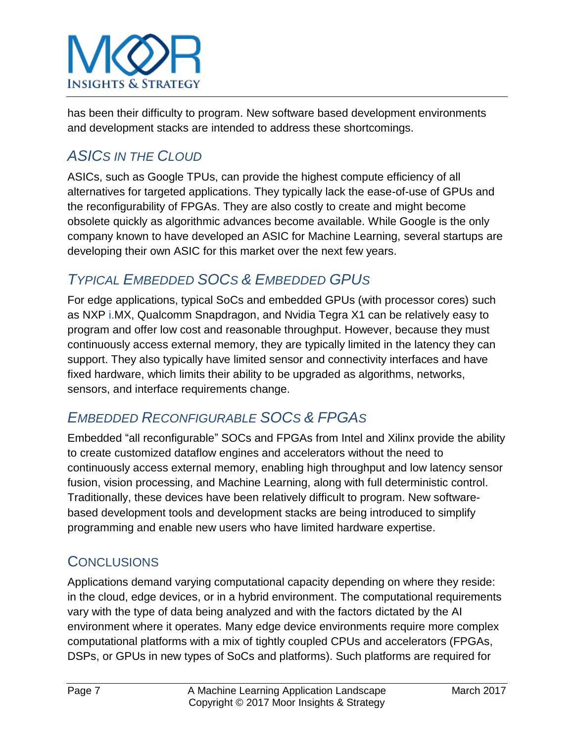has been their difficulty to program. New software based development environments and development stacks are intended to address these shortcomings.

## *ASICs in the Cloud*

ASICs, such as Google TPUs, can provide the highest compute efficiency of all alternatives for targeted applications. They typically lack the ease-of-use of GPUs and the reconfigurability of FPGAs. They are also costly to create and might become obsolete quickly as algorithmic advances become available. While Google is the only company known to have developed an ASIC for Machine Learning, several startups are developing their own ASIC for this market over the next few years.

## *Typical Embedded SOCs & Embedded GPUs*

For edge applications, typical SoCs and embedded GPUs (with processor cores) such as NXP i.MX, Qualcomm Snapdragon, and Nvidia Tegra X1 can be relatively easy to program and offer low cost and reasonable throughput. However, because they must continuously access external memory, they are typically limited in the latency they can support. They also typically have limited sensor and connectivity interfaces and have fixed hardware, which limits their ability to be upgraded as algorithms, networks, sensors, and interface requirements change.

## *Embedded Reconfigurable SOCs & FPGAs*

Embedded "all reconfigurable" SOCs and FPGAs from Intel and Xilinx provide the ability to create customized dataflow engines and accelerators without the need to continuously access external memory, enabling high throughput and low latency sensor fusion, vision processing, and Machine Learning, along with full deterministic control. Traditionally, these devices have been relatively difficult to program. New software-based development tools and development stacks are being introduced to simplify programming and enable new users who have limited hardware expertise.

## Conclusions

Applications demand varying computational capacity depending on where they reside: in the cloud, edge devices, or in a hybrid environment. The computational requirements vary with the type of data being analyzed and with the factors dictated by the AI environment where it operates. Many edge device environments require more complex computational platforms with a mix of tightly coupled CPUs and accelerators (FPGAs, DSPs, or GPUs in new types of SoCs and platforms). Such platforms are required for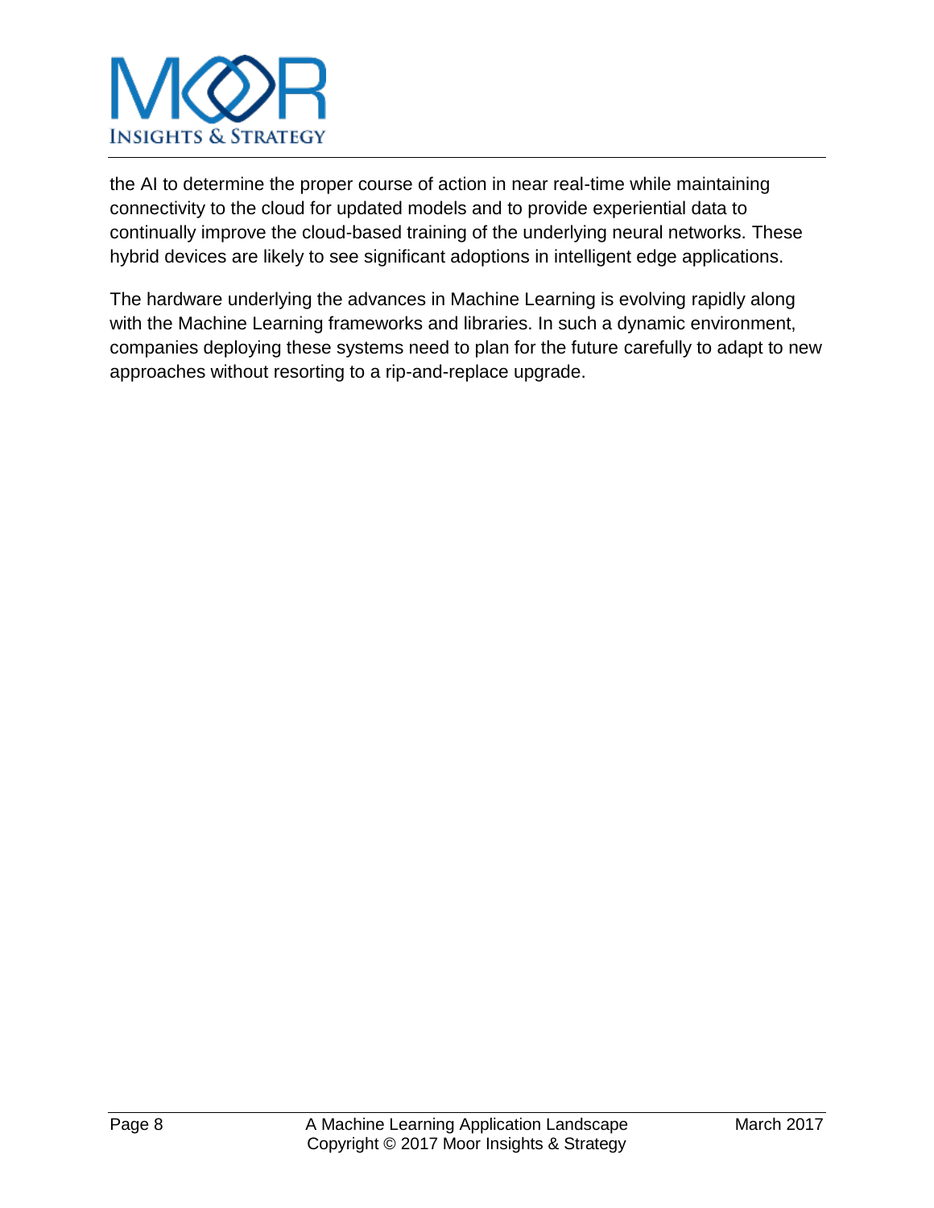the AI to determine the proper course of action in near real-time while maintaining connectivity to the cloud for updated models and to provide experiential data to continually improve the cloud-based training of the underlying neural networks. These hybrid devices are likely to see significant adoptions in intelligent edge applications.

The hardware underlying the advances in Machine Learning is evolving rapidly along with the Machine Learning frameworks and libraries. In such a dynamic environment, companies deploying these systems need to plan for the future carefully to adapt to new approaches without resorting to a rip-and-replace upgrade.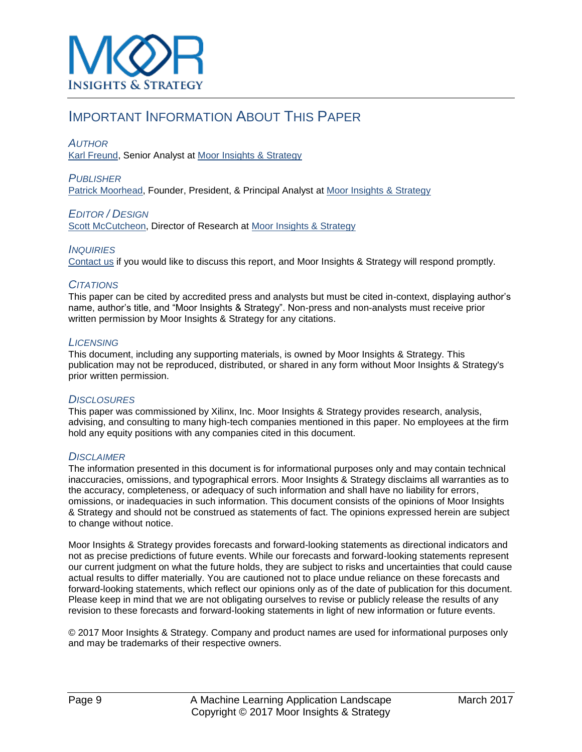# IMPORTANT INFORMATION ABOUT THIS PAPER

### *AUTHOR*

Karl Freund, Senior Analyst at Moor Insights & Strategy

### *PUBLISHER*

Patrick Moorhead, Founder, President, & Principal Analyst at Moor Insights & Strategy

### *EDITOR / DESIGN*

Scott McCutcheon, Director of Research at Moor Insights & Strategy

### *INQUIRIES*

Contact us if you would like to discuss this report, and Moor Insights & Strategy will respond promptly.

### *CITATIONS*

This paper can be cited by accredited press and analysts but must be cited in-context, displaying author's name, author's title, and "Moor Insights & Strategy". Non-press and non-analysts must receive prior written permission by Moor Insights & Strategy for any citations.

### *LICENSING*

This document, including any supporting materials, is owned by Moor Insights & Strategy. This publication may not be reproduced, distributed, or shared in any form without Moor Insights & Strategy's prior written permission.

### *DISCLOSURES*

This paper was commissioned by Xilinx, Inc. Moor Insights & Strategy provides research, analysis, advising, and consulting to many high-tech companies mentioned in this paper. No employees at the firm hold any equity positions with any companies cited in this document.

### *DISCLAIMER*

The information presented in this document is for informational purposes only and may contain technical inaccuracies, omissions, and typographical errors. Moor Insights & Strategy disclaims all warranties as to the accuracy, completeness, or adequacy of such information and shall have no liability for errors, omissions, or inadequacies in such information. This document consists of the opinions of Moor Insights & Strategy and should not be construed as statements of fact. The opinions expressed herein are subject to change without notice.

Moor Insights & Strategy provides forecasts and forward-looking statements as directional indicators and not as precise predictions of future events. While our forecasts and forward-looking statements represent our current judgment on what the future holds, they are subject to risks and uncertainties that could cause actual results to differ materially. You are cautioned not to place undue reliance on these forecasts and forward-looking statements, which reflect our opinions only as of the date of publication for this document. Please keep in mind that we are not obligating ourselves to revise or publicly release the results of any revision to these forecasts and forward-looking statements in light of new information or future events.

© 2017 Moor Insights & Strategy. Company and product names are used for informational purposes only and may be trademarks of their respective owners.